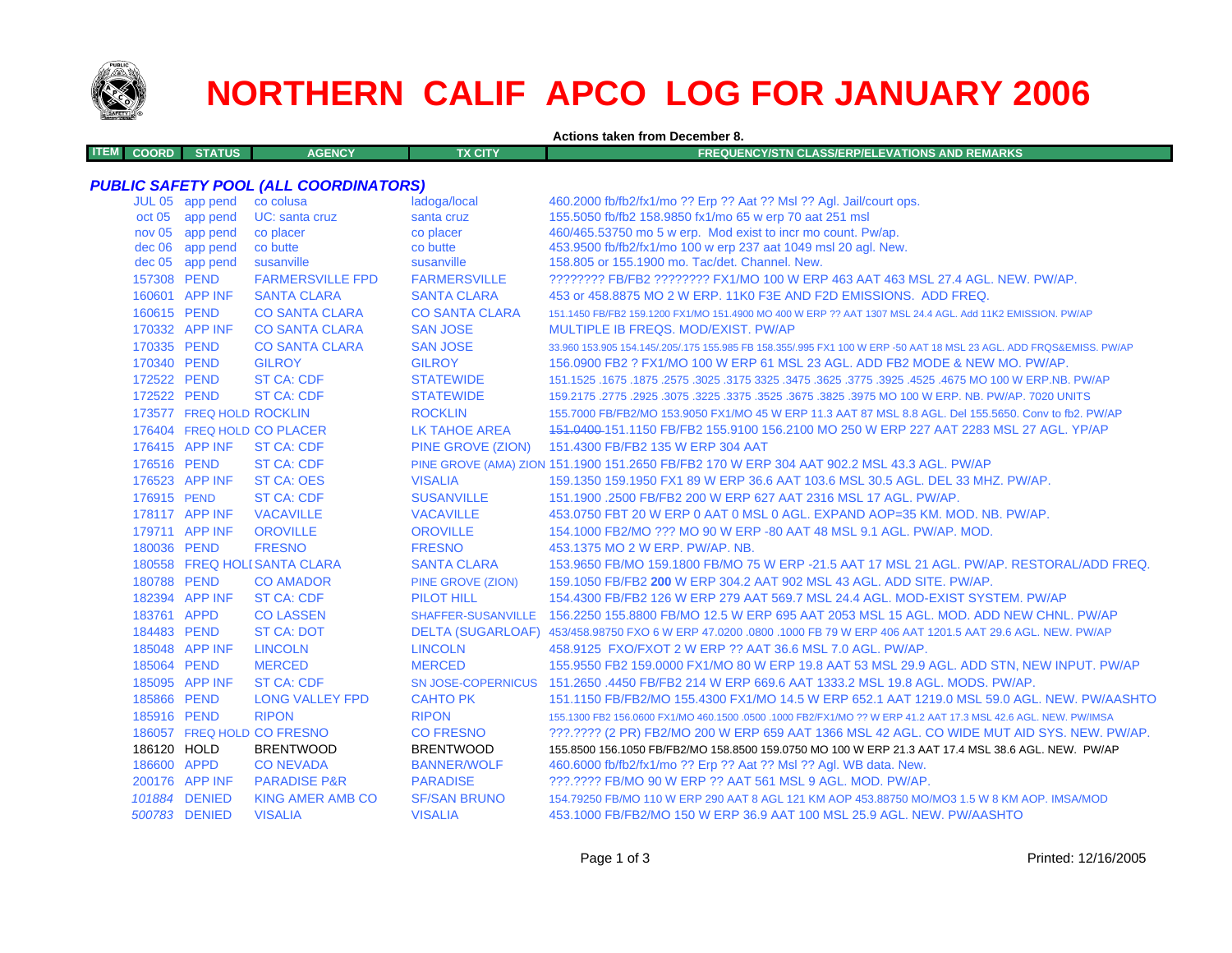# NORTHERN CALIF APCO LOG FOR JANUARY 2006

**Actions taken from December 8.**

| ITEM | COORD | STATUS | AGENCY | TX CITY | FREQUENCY/STN CLASS/ERP/ELEVATIONS AND REMARKS |
|---|---|---|---|---|---|
| | ***PUBLIC SAFETY POOL (ALL COORDINATORS)*** | | | | |
| | JUL 05 | app pend | co colusa | ladoga/local | 460.2000 fb/fb2/fx1/mo ?? Erp ?? Aat ?? Msl ?? Agl. Jail/court ops. |
| | oct 05 | app pend | UC: santa cruz | santa cruz | 155.5050 fb/fb2 158.9850 fx1/mo 65 w erp 70 aat 251 msl |
| | nov 05 | app pend | co placer | co placer | 460/465.53750 mo 5 w erp. Mod exist to incr mo count. Pw/ap. |
| | dec 06 | app pend | co butte | co butte | 453.9500 fb/fb2/fx1/mo 100 w erp 237 aat 1049 msl 20 agl. New. |
| | dec 05 | app pend | susanville | susanville | 158.805 or 155.1900 mo. Tac/det. Channel. New. |
| | 157308 | PEND | FARMERSVILLE FPD | FARMERSVILLE | ???????? FB/FB2 ???????? FX1/MO 100 W ERP 463 AAT 463 MSL 27.4 AGL. NEW. PW/AP. |
| | 160601 | APP INF | SANTA CLARA | SANTA CLARA | 453 or 458.8875 MO 2 W ERP. 11K0 F3E AND F2D EMISSIONS. ADD FREQ. |
| | 160615 | PEND | CO SANTA CLARA | CO SANTA CLARA | 151.1450 FB/FB2 159.1200 FX1/MO 151.4900 MO 400 W ERP ?? AAT 1307 MSL 24.4 AGL. Add 11K2 EMISSION. PW/AP |
| | 170332 | APP INF | CO SANTA CLARA | SAN JOSE | MULTIPLE IB FREQS. MOD/EXIST. PW/AP |
| | 170335 | PEND | CO SANTA CLARA | SAN JOSE | 33.960 153.905 154.145/.205/.175 155.985 FB 158.355/.995 FX1 100 W ERP -50 AAT 18 MSL 23 AGL. ADD FRQS&EMISS. PW/AP |
| | 170340 | PEND | GILROY | GILROY | 156.0900 FB2 ? FX1/MO 100 W ERP 61 MSL 23 AGL. ADD FB2 MODE & NEW MO. PW/AP. |
| | 172522 | PEND | ST CA: CDF | STATEWIDE | 151.1525 .1675 .1875 .2575 .3025 .3175 3325 .3475 .3625 .3775 .3925 .4525 .4675 MO 100 W ERP.NB. PW/AP |
| | 172522 | PEND | ST CA: CDF | STATEWIDE | 159.2175 .2775 .2925 .3075 .3225 .3375 .3525 .3675 .3825 .3975 MO 100 W ERP. NB. PW/AP. 7020 UNITS |
| | 173577 | FREQ HOLD | ROCKLIN | ROCKLIN | 155.7000 FB/FB2/MO 153.9050 FX1/MO 45 W ERP 11.3 AAT 87 MSL 8.8 AGL. Del 155.5650. Conv to fb2. PW/AP |
| | 176404 | FREQ HOLD | CO PLACER | LK TAHOE AREA | ~~151.0400~~ 151.1150 FB/FB2 155.9100 156.2100 MO 250 W ERP 227 AAT 2283 MSL 27 AGL. YP/AP |
| | 176415 | APP INF | ST CA: CDF | PINE GROVE (ZION) | 151.4300 FB/FB2 135 W ERP 304 AAT |
| | 176516 | PEND | ST CA: CDF | PINE GROVE (AMA) ZION | 151.1900 151.2650 FB/FB2 170 W ERP 304 AAT 902.2 MSL 43.3 AGL. PW/AP |
| | 176523 | APP INF | ST CA: OES | VISALIA | 159.1350 159.1950 FX1 89 W ERP 36.6 AAT 103.6 MSL 30.5 AGL. DEL 33 MHZ. PW/AP. |
| | 176915 | PEND | ST CA: CDF | SUSANVILLE | 151.1900 .2500 FB/FB2 200 W ERP 627 AAT 2316 MSL 17 AGL. PW/AP. |
| | 178117 | APP INF | VACAVILLE | VACAVILLE | 453.0750 FBT 20 W ERP 0 AAT 0 MSL 0 AGL. EXPAND AOP=35 KM. MOD. NB. PW/AP. |
| | 179711 | APP INF | OROVILLE | OROVILLE | 154.1000 FB2/MO ??? MO 90 W ERP -80 AAT 48 MSL 9.1 AGL. PW/AP. MOD. |
| | 180036 | PEND | FRESNO | FRESNO | 453.1375 MO 2 W ERP. PW/AP. NB. |
| | 180558 | FREQ HOLD | SANTA CLARA | SANTA CLARA | 153.9650 FB/MO 159.1800 FB/MO 75 W ERP -21.5 AAT 17 MSL 21 AGL. PW/AP. RESTORAL/ADD FREQ. |
| | 180788 | PEND | CO AMADOR | PINE GROVE (ZION) | 159.1050 FB/FB2 **200** W ERP 304.2 AAT 902 MSL 43 AGL. ADD SITE. PW/AP. |
| | 182394 | APP INF | ST CA: CDF | PILOT HILL | 154.4300 FB/FB2 126 W ERP 279 AAT 569.7 MSL 24.4 AGL. MOD-EXIST SYSTEM. PW/AP |
| | 183761 | APPD | CO LASSEN | SHAFFER-SUSANVILLE | 156.2250 155.8800 FB/MO 12.5 W ERP 695 AAT 2053 MSL 15 AGL. MOD. ADD NEW CHNL. PW/AP |
| | 184483 | PEND | ST CA: DOT | DELTA (SUGARLOAF) | 453/458.98750 FXO 6 W ERP 47.0200 .0800 .1000 FB 79 W ERP 406 AAT 1201.5 AAT 29.6 AGL. NEW. PW/AP |
| | 185048 | APP INF | LINCOLN | LINCOLN | 458.9125 FXO/FXOT 2 W ERP ?? AAT 36.6 MSL 7.0 AGL. PW/AP. |
| | 185064 | PEND | MERCED | MERCED | 155.9550 FB2 159.0000 FX1/MO 80 W ERP 19.8 AAT 53 MSL 29.9 AGL. ADD STN, NEW INPUT. PW/AP |
| | 185095 | APP INF | ST CA: CDF | SN JOSE-COPERNICUS | 151.2650 .4450 FB/FB2 214 W ERP 669.6 AAT 1333.2 MSL 19.8 AGL. MODS. PW/AP. |
| | 185866 | PEND | LONG VALLEY FPD | CAHTO PK | 151.1150 FB/FB2/MO 155.4300 FX1/MO 14.5 W ERP 652.1 AAT 1219.0 MSL 59.0 AGL. NEW. PW/AASHTO |
| | 185916 | PEND | RIPON | RIPON | 155.1300 FB2 156.0600 FX1/MO 460.1500 .0500 .1000 FB2/FX1/MO ?? W ERP 41.2 AAT 17.3 MSL 42.6 AGL. NEW. PW/IMSA |
| | 186057 | FREQ HOLD | CO FRESNO | CO FRESNO | ???.???? (2 PR) FB2/MO 200 W ERP 659 AAT 1366 MSL 42 AGL. CO WIDE MUT AID SYS. NEW. PW/AP. |
| | 186120 | HOLD | BRENTWOOD | BRENTWOOD | 155.8500 156.1050 FB/FB2/MO 158.8500 159.0750 MO 100 W ERP 21.3 AAT 17.4 MSL 38.6 AGL. NEW. PW/AP |
| | 186600 | APPD | CO NEVADA | BANNER/WOLF | 460.6000 fb/fb2/fx1/mo ?? Erp ?? Aat ?? Msl ?? Agl. WB data. New. |
| | 200176 | APP INF | PARADISE P&R | PARADISE | ???.???? FB/MO 90 W ERP ?? AAT 561 MSL 9 AGL. MOD. PW/AP. |
| | *101884* | DENIED | KING AMER AMB CO | SF/SAN BRUNO | 154.79250 FB/MO 110 W ERP 290 AAT 8 AGL 121 KM AOP 453.88750 MO/MO3 1.5 W 8 KM AOP. IMSA/MOD |
| | *500783* | DENIED | VISALIA | VISALIA | 453.1000 FB/FB2/MO 150 W ERP 36.9 AAT 100 MSL 25.9 AGL. NEW. PW/AASHTO |

Printed: 12/16/2005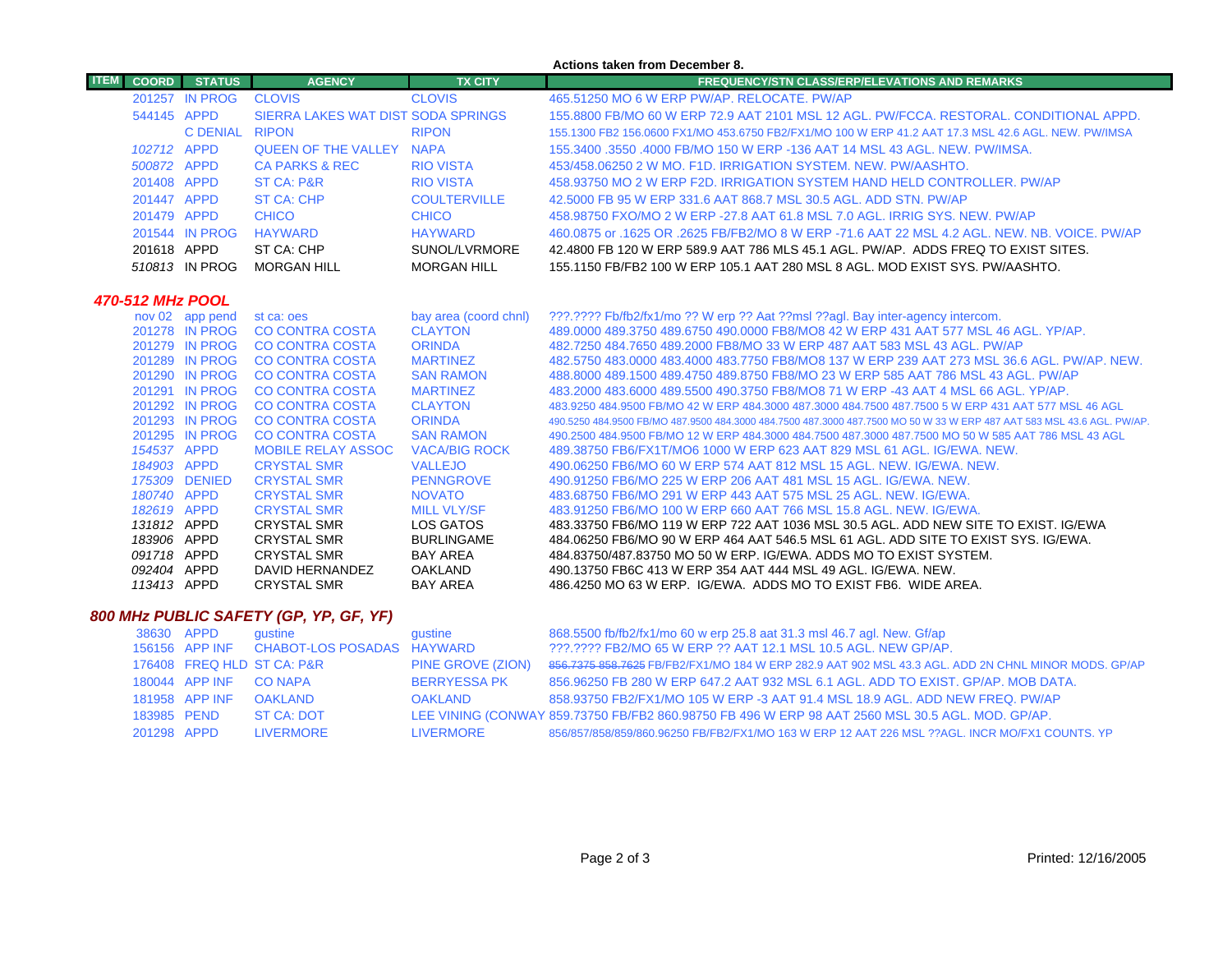**Actions taken from December 8.**

| ITEM | COORD | STATUS | AGENCY | TX CITY | FREQUENCY/STN CLASS/ERP/ELEVATIONS AND REMARKS |
|---|---|---|---|---|---|
| | 201257 | IN PROG | CLOVIS | CLOVIS | 465.51250 MO 6 W ERP PW/AP. RELOCATE. PW/AP |
| | 544145 | APPD | SIERRA LAKES WAT DIST | SODA SPRINGS | 155.8800 FB/MO 60 W ERP 72.9 AAT 2101 MSL 12 AGL. PW/FCCA. RESTORAL. CONDITIONAL APPD. |
| | | C DENIAL | RIPON | RIPON | 155.1300 FB2 156.0600 FX1/MO 453.6750 FB2/FX1/MO 100 W ERP 41.2 AAT 17.3 MSL 42.6 AGL. NEW. PW/IMSA |
| | *102712* | APPD | QUEEN OF THE VALLEY | NAPA | 155.3400 .3550 .4000 FB/MO 150 W ERP -136 AAT 14 MSL 43 AGL. NEW. PW/IMSA. |
| | *500872* | APPD | CA PARKS & REC | RIO VISTA | 453/458.06250 2 W MO. F1D. IRRIGATION SYSTEM. NEW. PW/AASHTO. |
| | 201408 | APPD | ST CA: P&R | RIO VISTA | 458.93750 MO 2 W ERP F2D. IRRIGATION SYSTEM HAND HELD CONTROLLER. PW/AP |
| | 201447 | APPD | ST CA: CHP | COULTERVILLE | 42.5000 FB 95 W ERP 331.6 AAT 868.7 MSL 30.5 AGL. ADD STN. PW/AP |
| | 201479 | APPD | CHICO | CHICO | 458.98750 FXO/MO 2 W ERP -27.8 AAT 61.8 MSL 7.0 AGL. IRRIG SYS. NEW. PW/AP |
| | 201544 | IN PROG | HAYWARD | HAYWARD | 460.0875 or .1625 OR .2625 FB/FB2/MO 8 W ERP -71.6 AAT 22 MSL 4.2 AGL. NEW. NB. VOICE. PW/AP |
| | 201618 | APPD | ST CA: CHP | SUNOL/LVRMORE | 42.4800 FB 120 W ERP 589.9 AAT 786 MLS 45.1 AGL. PW/AP. ADDS FREQ TO EXIST SITES. |
| | *510813* | IN PROG | MORGAN HILL | MORGAN HILL | 155.1150 FB/FB2 100 W ERP 105.1 AAT 280 MSL 8 AGL. MOD EXIST SYS. PW/AASHTO. |

## *470-512 MHz POOL*

| COORD | STATUS | AGENCY | TX CITY | FREQUENCY/STN CLASS/ERP/ELEVATIONS AND REMARKS |
|---|---|---|---|---|
| nov 02 | app pend | st ca: oes | bay area (coord chnl) | ???.???? Fb/fb2/fx1/mo ?? W erp ?? Aat ??msl ??agl. Bay inter-agency intercom. |
| 201278 | IN PROG | CO CONTRA COSTA | CLAYTON | 489.0000 489.3750 489.6750 490.0000 FB8/MO8 42 W ERP 431 AAT 577 MSL 46 AGL. YP/AP. |
| 201279 | IN PROG | CO CONTRA COSTA | ORINDA | 482.7250 484.7650 489.2000 FB8/MO 33 W ERP 487 AAT 583 MSL 43 AGL. PW/AP |
| 201289 | IN PROG | CO CONTRA COSTA | MARTINEZ | 482.5750 483.0000 483.4000 483.7750 FB8/MO8 137 W ERP 239 AAT 273 MSL 36.6 AGL. PW/AP. NEW. |
| 201290 | IN PROG | CO CONTRA COSTA | SAN RAMON | 488.8000 489.1500 489.4750 489.8750 FB8/MO 23 W ERP 585 AAT 786 MSL 43 AGL. PW/AP |
| 201291 | IN PROG | CO CONTRA COSTA | MARTINEZ | 483.2000 483.6000 489.5500 490.3750 FB8/MO8 71 W ERP -43 AAT 4 MSL 66 AGL. YP/AP. |
| 201292 | IN PROG | CO CONTRA COSTA | CLAYTON | 483.9250 484.9500 FB/MO 42 W ERP 484.3000 487.3000 484.7500 487.7500 5 W ERP 431 AAT 577 MSL 46 AGL |
| 201293 | IN PROG | CO CONTRA COSTA | ORINDA | 490.5250 484.9500 FB/MO 487.9500 484.3000 484.7500 487.3000 487.7500 MO 50 W 33 W ERP 487 AAT 583 MSL 43.6 AGL. PW/AP. |
| 201295 | IN PROG | CO CONTRA COSTA | SAN RAMON | 490.2500 484.9500 FB/MO 12 W ERP 484.3000 484.7500 487.3000 487.7500 MO 50 W 585 AAT 786 MSL 43 AGL |
| *154537* | APPD | MOBILE RELAY ASSOC | VACA/BIG ROCK | 489.38750 FB6/FX1T/MO6 1000 W ERP 623 AAT 829 MSL 61 AGL. IG/EWA. NEW. |
| *184903* | APPD | CRYSTAL SMR | VALLEJO | 490.06250 FB6/MO 60 W ERP 574 AAT 812 MSL 15 AGL. NEW. IG/EWA. NEW. |
| *175309* | DENIED | CRYSTAL SMR | PENNGROVE | 490.91250 FB6/MO 225 W ERP 206 AAT 481 MSL 15 AGL. IG/EWA. NEW. |
| *180740* | APPD | CRYSTAL SMR | NOVATO | 483.68750 FB6/MO 291 W ERP 443 AAT 575 MSL 25 AGL. NEW. IG/EWA. |
| *182619* | APPD | CRYSTAL SMR | MILL VLY/SF | 483.91250 FB6/MO 100 W ERP 660 AAT 766 MSL 15.8 AGL. NEW. IG/EWA. |
| *131812* | APPD | CRYSTAL SMR | LOS GATOS | 483.33750 FB6/MO 119 W ERP 722 AAT 1036 MSL 30.5 AGL. ADD NEW SITE TO EXIST. IG/EWA |
| *183906* | APPD | CRYSTAL SMR | BURLINGAME | 484.06250 FB6/MO 90 W ERP 464 AAT 546.5 MSL 61 AGL. ADD SITE TO EXIST SYS. IG/EWA. |
| *091718* | APPD | CRYSTAL SMR | BAY AREA | 484.83750/487.83750 MO 50 W ERP. IG/EWA. ADDS MO TO EXIST SYSTEM. |
| *092404* | APPD | DAVID HERNANDEZ | OAKLAND | 490.13750 FB6C 413 W ERP 354 AAT 444 MSL 49 AGL. IG/EWA. NEW. |
| *113413* | APPD | CRYSTAL SMR | BAY AREA | 486.4250 MO 63 W ERP. IG/EWA. ADDS MO TO EXIST FB6. WIDE AREA. |

## *800 MHz PUBLIC SAFETY (GP, YP, GF, YF)*

| COORD | STATUS | AGENCY | TX CITY | FREQUENCY/STN CLASS/ERP/ELEVATIONS AND REMARKS |
|---|---|---|---|---|
| 38630 | APPD | gustine | gustine | 868.5500 fb/fb2/fx1/mo 60 w erp 25.8 aat 31.3 msl 46.7 agl. New. Gf/ap |
| 156156 | APP INF | CHABOT-LOS POSADAS | HAYWARD | ???.???? FB2/MO 65 W ERP ?? AAT 12.1 MSL 10.5 AGL. NEW GP/AP. |
| 176408 | FREQ HLD | ST CA: P&R | PINE GROVE (ZION) | ~~856.7375 858.7625~~ FB/FB2/FX1/MO 184 W ERP 282.9 AAT 902 MSL 43.3 AGL. ADD 2N CHNL MINOR MODS. GP/AP |
| 180044 | APP INF | CO NAPA | BERRYESSA PK | 856.96250 FB 280 W ERP 647.2 AAT 932 MSL 6.1 AGL. ADD TO EXIST. GP/AP. MOB DATA. |
| 181958 | APP INF | OAKLAND | OAKLAND | 858.93750 FB2/FX1/MO 105 W ERP -3 AAT 91.4 MSL 18.9 AGL. ADD NEW FREQ. PW/AP |
| 183985 | PEND | ST CA: DOT | LEE VINING (CONWAY | 859.73750 FB/FB2 860.98750 FB 496 W ERP 98 AAT 2560 MSL 30.5 AGL. MOD. GP/AP. |
| 201298 | APPD | LIVERMORE | LIVERMORE | 856/857/858/859/860.96250 FB/FB2/FX1/MO 163 W ERP 12 AAT 226 MSL ??AGL. INCR MO/FX1 COUNTS. YP |

Printed: 12/16/2005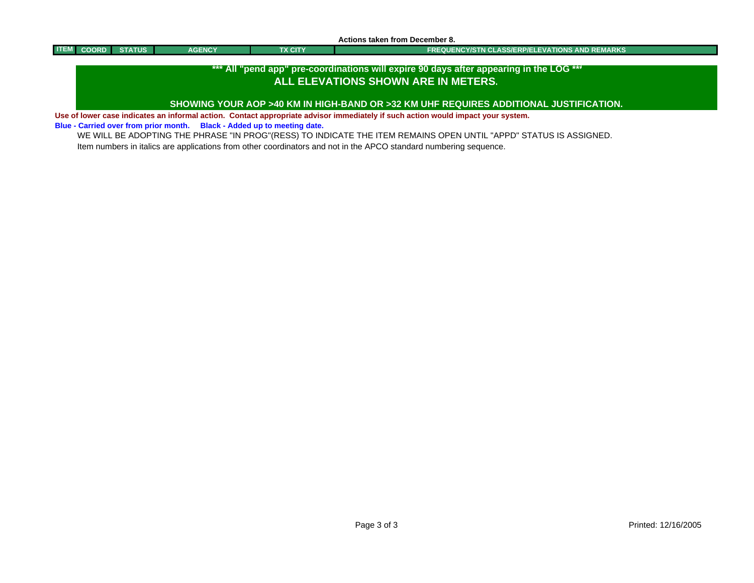**Actions taken from December 8.**

| ITEM | COORD | STATUS | AGENCY | TX CITY | FREQUENCY/STN CLASS/ERP/ELEVATIONS AND REMARKS |
|---|---|---|---|---|---|

**\*\*\* All "pend app" pre-coordinations will expire 90 days after appearing in the LOG \*\*\***

**ALL ELEVATIONS SHOWN ARE IN METERS.**

**SHOWING YOUR AOP >40 KM IN HIGH-BAND OR >32 KM UHF REQUIRES ADDITIONAL JUSTIFICATION.**

**Use of lower case indicates an informal action. Contact appropriate advisor immediately if such action would impact your system.**

**Blue - Carried over from prior month. Black - Added up to meeting date.**

WE WILL BE ADOPTING THE PHRASE "IN PROG"(RESS) TO INDICATE THE ITEM REMAINS OPEN UNTIL "APPD" STATUS IS ASSIGNED.

Item numbers in italics are applications from other coordinators and not in the APCO standard numbering sequence.

Printed: 12/16/2005